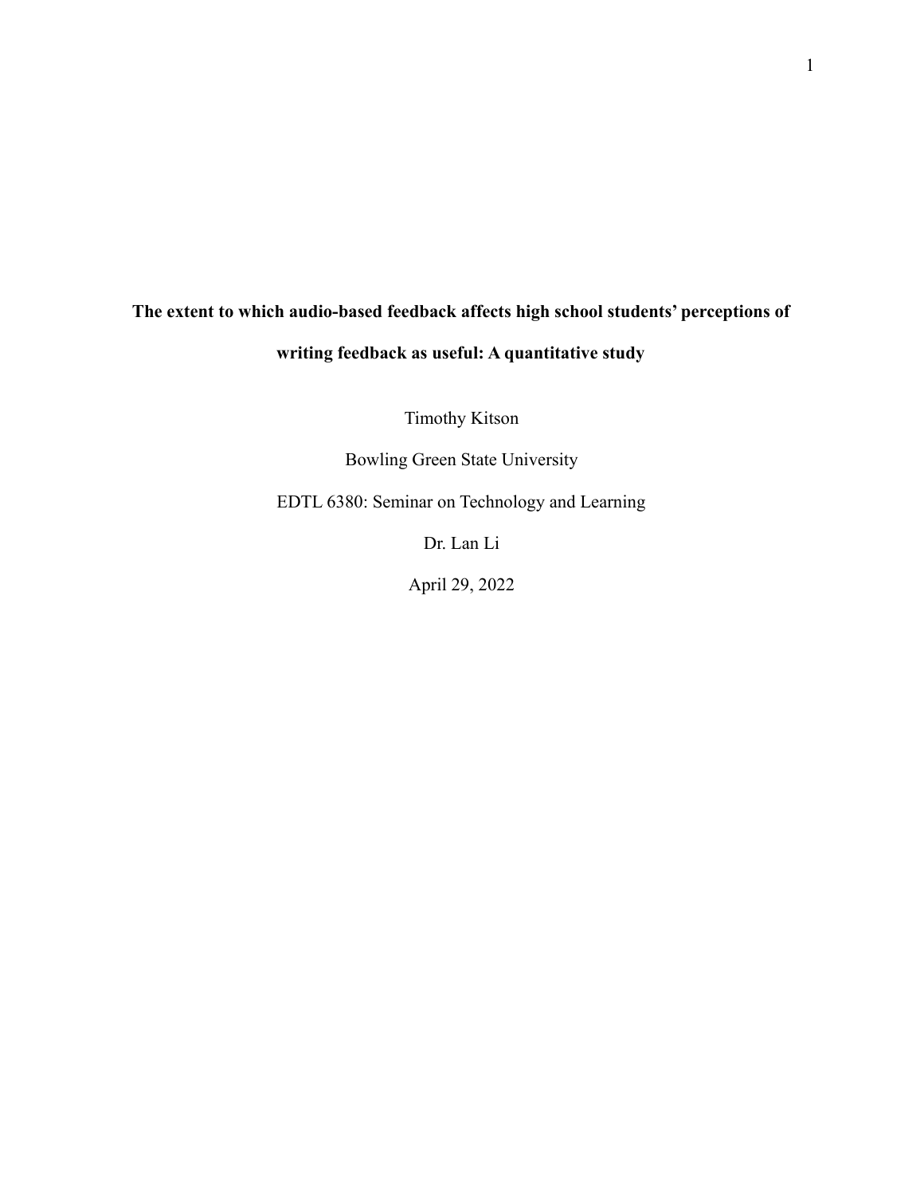# The extent to which audio-based feedback affects high school students' perceptions of writing feedback as useful: A quantitative study

Timothy Kitson

Bowling Green State University

EDTL 6380: Seminar on Technology and Learning

Dr. Lan Li

April 29, 2022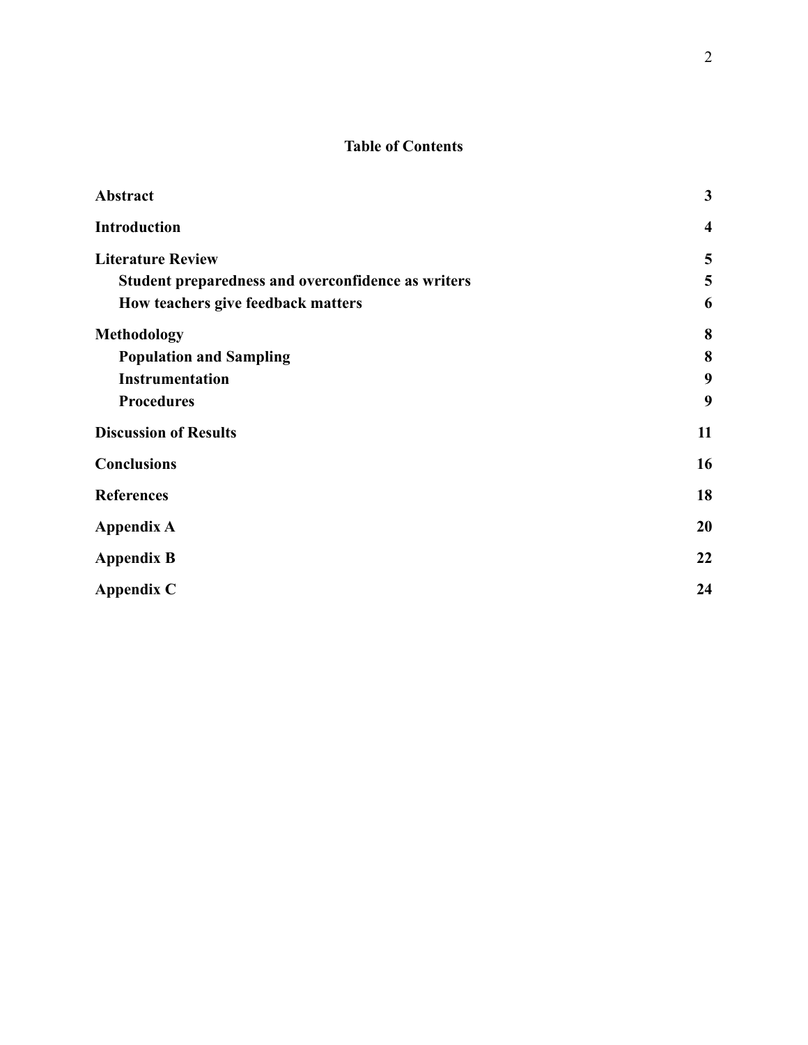## Table of Contents

| | |
|---|---|
| **Abstract** | **3** |
| **Introduction** | **4** |
| **Literature Review** | **5** |
| &nbsp;&nbsp;&nbsp;&nbsp;**Student preparedness and overconfidence as writers** | **5** |
| &nbsp;&nbsp;&nbsp;&nbsp;**How teachers give feedback matters** | **6** |
| **Methodology** | **8** |
| &nbsp;&nbsp;&nbsp;&nbsp;**Population and Sampling** | **8** |
| &nbsp;&nbsp;&nbsp;&nbsp;**Instrumentation** | **9** |
| &nbsp;&nbsp;&nbsp;&nbsp;**Procedures** | **9** |
| **Discussion of Results** | **11** |
| **Conclusions** | **16** |
| **References** | **18** |
| **Appendix A** | **20** |
| **Appendix B** | **22** |
| **Appendix C** | **24** |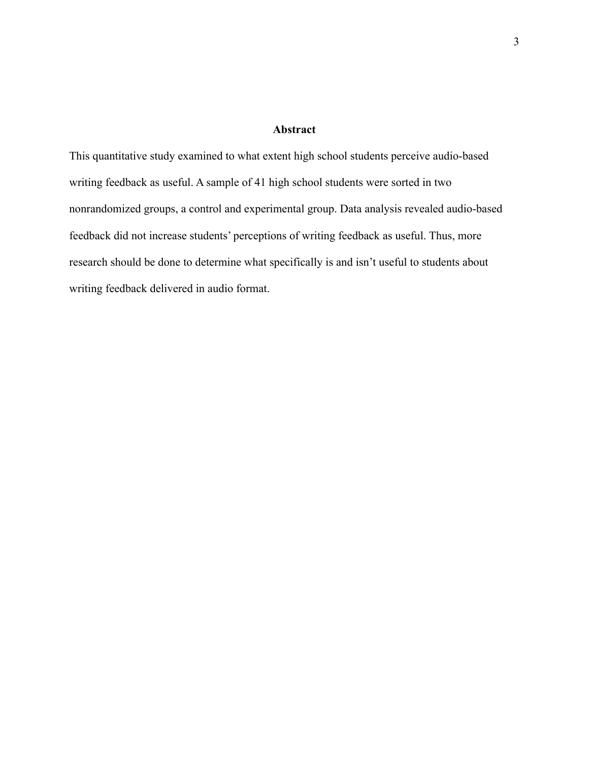## Abstract

This quantitative study examined to what extent high school students perceive audio-based writing feedback as useful. A sample of 41 high school students were sorted in two nonrandomized groups, a control and experimental group. Data analysis revealed audio-based feedback did not increase students' perceptions of writing feedback as useful. Thus, more research should be done to determine what specifically is and isn't useful to students about writing feedback delivered in audio format.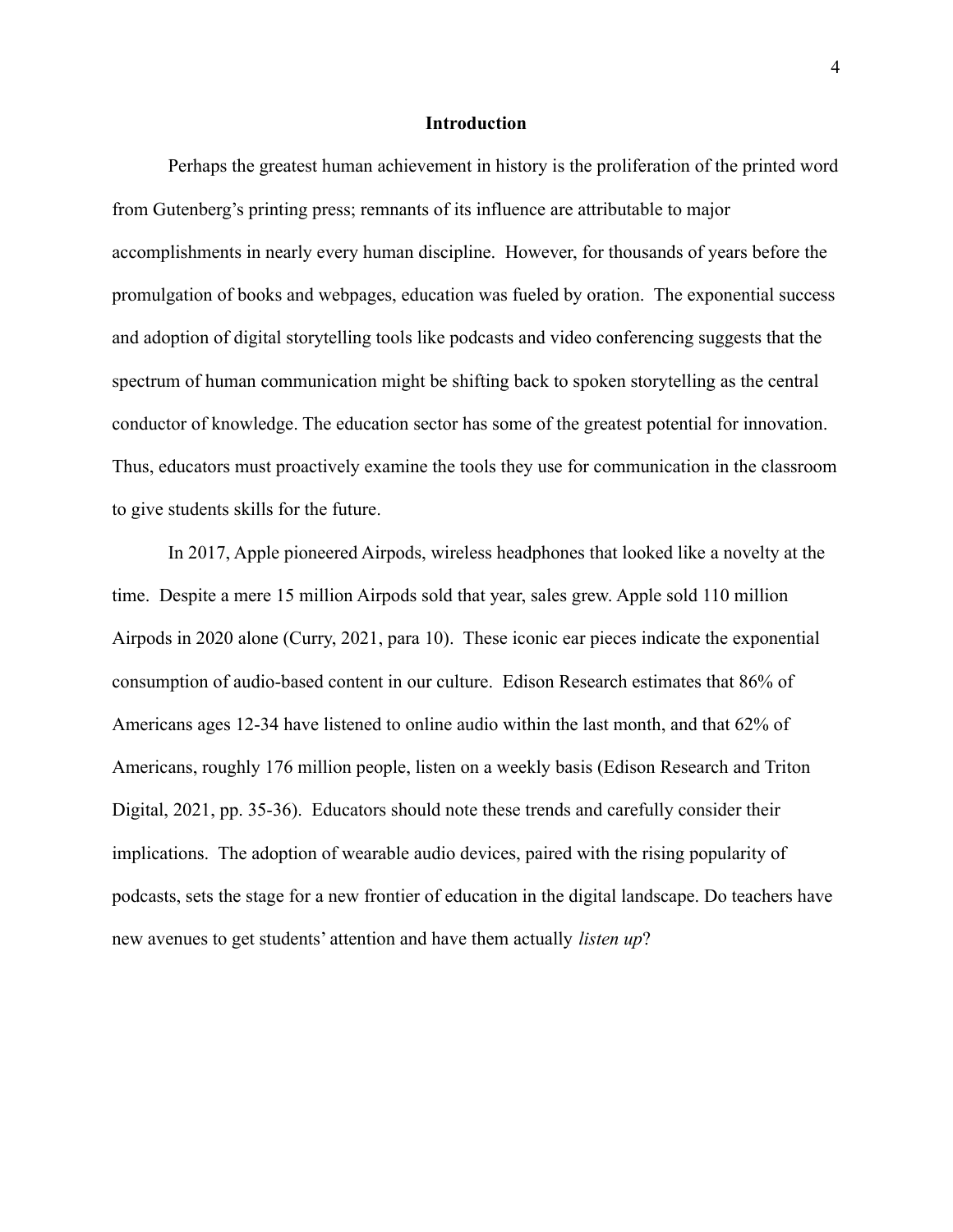## Introduction

Perhaps the greatest human achievement in history is the proliferation of the printed word from Gutenberg's printing press; remnants of its influence are attributable to major accomplishments in nearly every human discipline. However, for thousands of years before the promulgation of books and webpages, education was fueled by oration. The exponential success and adoption of digital storytelling tools like podcasts and video conferencing suggests that the spectrum of human communication might be shifting back to spoken storytelling as the central conductor of knowledge. The education sector has some of the greatest potential for innovation. Thus, educators must proactively examine the tools they use for communication in the classroom to give students skills for the future.

In 2017, Apple pioneered Airpods, wireless headphones that looked like a novelty at the time. Despite a mere 15 million Airpods sold that year, sales grew. Apple sold 110 million Airpods in 2020 alone (Curry, 2021, para 10). These iconic ear pieces indicate the exponential consumption of audio-based content in our culture. Edison Research estimates that 86% of Americans ages 12-34 have listened to online audio within the last month, and that 62% of Americans, roughly 176 million people, listen on a weekly basis (Edison Research and Triton Digital, 2021, pp. 35-36). Educators should note these trends and carefully consider their implications. The adoption of wearable audio devices, paired with the rising popularity of podcasts, sets the stage for a new frontier of education in the digital landscape. Do teachers have new avenues to get students' attention and have them actually *listen up*?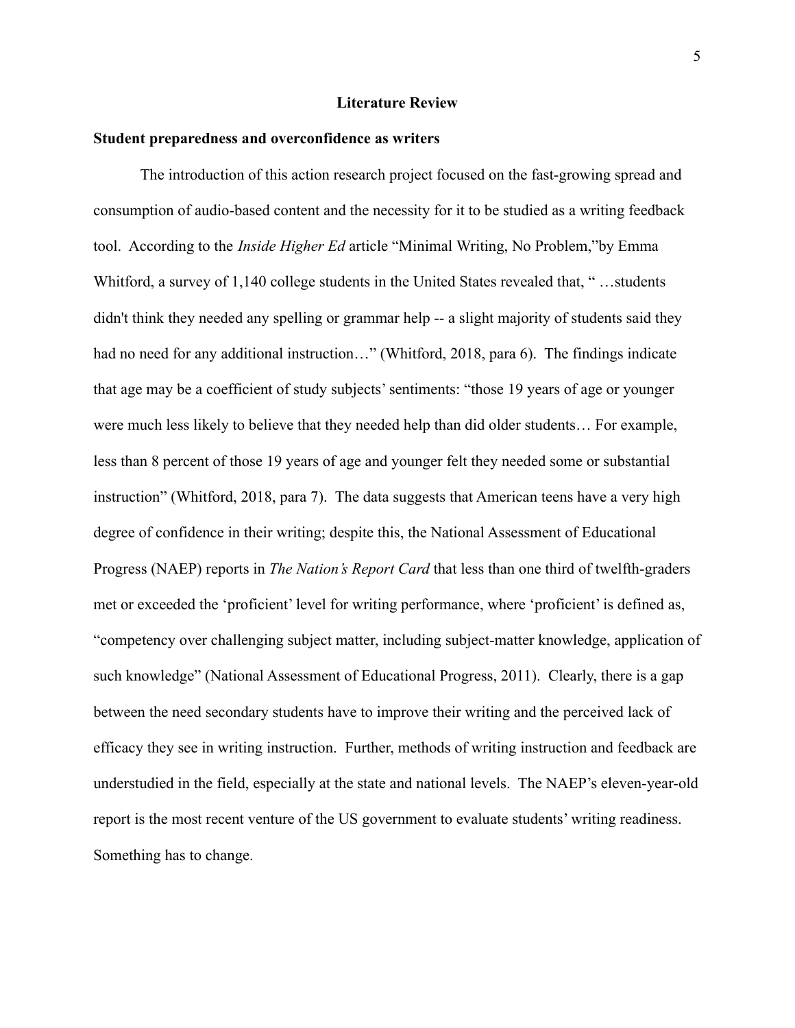## Literature Review

### Student preparedness and overconfidence as writers

The introduction of this action research project focused on the fast-growing spread and consumption of audio-based content and the necessity for it to be studied as a writing feedback tool. According to the *Inside Higher Ed* article "Minimal Writing, No Problem,"by Emma Whitford, a survey of 1,140 college students in the United States revealed that, " …students didn't think they needed any spelling or grammar help -- a slight majority of students said they had no need for any additional instruction…" (Whitford, 2018, para 6). The findings indicate that age may be a coefficient of study subjects' sentiments: "those 19 years of age or younger were much less likely to believe that they needed help than did older students… For example, less than 8 percent of those 19 years of age and younger felt they needed some or substantial instruction" (Whitford, 2018, para 7). The data suggests that American teens have a very high degree of confidence in their writing; despite this, the National Assessment of Educational Progress (NAEP) reports in *The Nation's Report Card* that less than one third of twelfth-graders met or exceeded the 'proficient' level for writing performance, where 'proficient' is defined as, "competency over challenging subject matter, including subject-matter knowledge, application of such knowledge" (National Assessment of Educational Progress, 2011). Clearly, there is a gap between the need secondary students have to improve their writing and the perceived lack of efficacy they see in writing instruction. Further, methods of writing instruction and feedback are understudied in the field, especially at the state and national levels. The NAEP's eleven-year-old report is the most recent venture of the US government to evaluate students' writing readiness. Something has to change.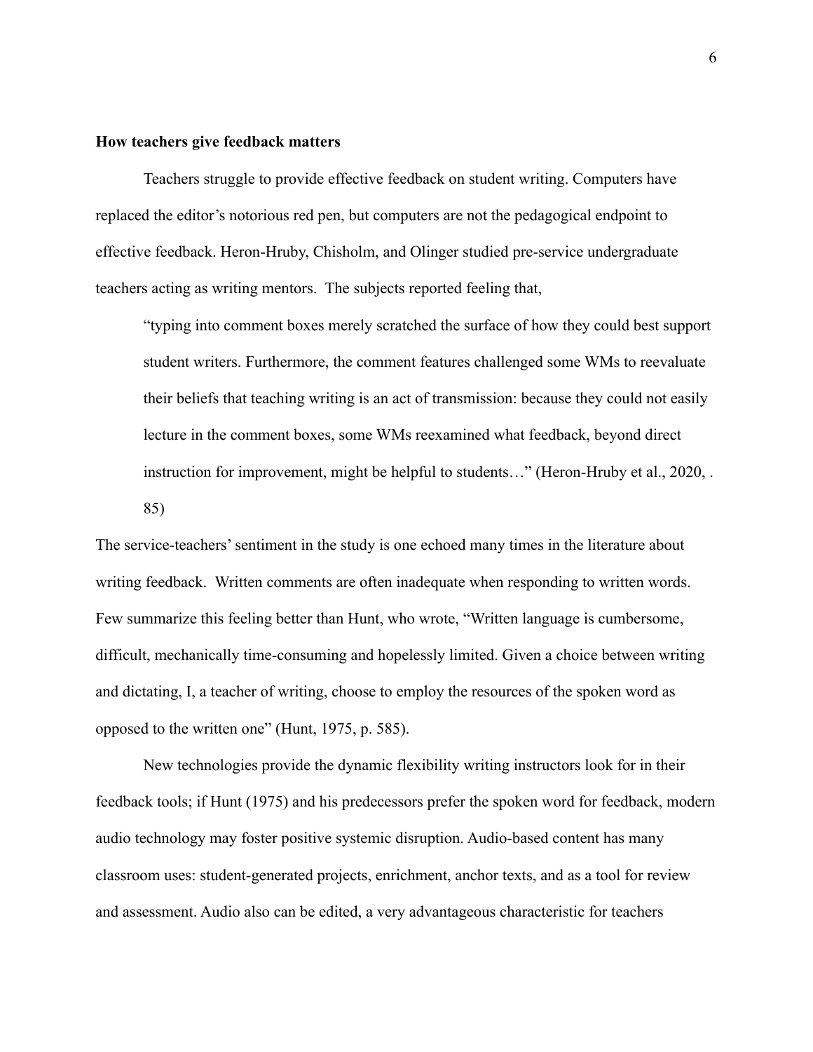**How teachers give feedback matters**

Teachers struggle to provide effective feedback on student writing. Computers have replaced the editor's notorious red pen, but computers are not the pedagogical endpoint to effective feedback. Heron-Hruby, Chisholm, and Olinger studied pre-service undergraduate teachers acting as writing mentors. The subjects reported feeling that,

> "typing into comment boxes merely scratched the surface of how they could best support student writers. Furthermore, the comment features challenged some WMs to reevaluate their beliefs that teaching writing is an act of transmission: because they could not easily lecture in the comment boxes, some WMs reexamined what feedback, beyond direct instruction for improvement, might be helpful to students…" (Heron-Hruby et al., 2020, . 85)

The service-teachers' sentiment in the study is one echoed many times in the literature about writing feedback. Written comments are often inadequate when responding to written words. Few summarize this feeling better than Hunt, who wrote, "Written language is cumbersome, difficult, mechanically time-consuming and hopelessly limited. Given a choice between writing and dictating, I, a teacher of writing, choose to employ the resources of the spoken word as opposed to the written one" (Hunt, 1975, p. 585).

New technologies provide the dynamic flexibility writing instructors look for in their feedback tools; if Hunt (1975) and his predecessors prefer the spoken word for feedback, modern audio technology may foster positive systemic disruption. Audio-based content has many classroom uses: student-generated projects, enrichment, anchor texts, and as a tool for review and assessment. Audio also can be edited, a very advantageous characteristic for teachers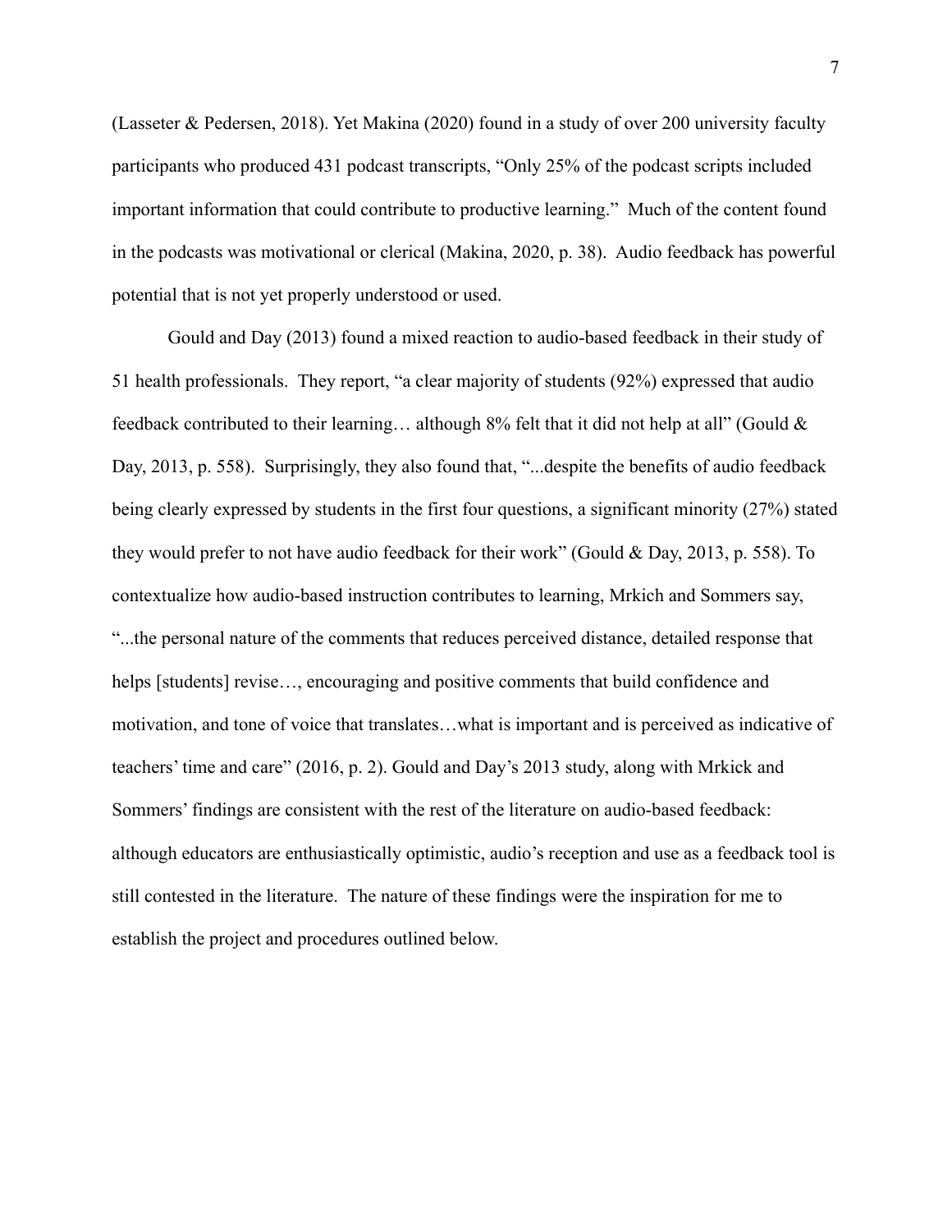(Lasseter & Pedersen, 2018). Yet Makina (2020) found in a study of over 200 university faculty participants who produced 431 podcast transcripts, "Only 25% of the podcast scripts included important information that could contribute to productive learning." Much of the content found in the podcasts was motivational or clerical (Makina, 2020, p. 38). Audio feedback has powerful potential that is not yet properly understood or used.

Gould and Day (2013) found a mixed reaction to audio-based feedback in their study of 51 health professionals. They report, "a clear majority of students (92%) expressed that audio feedback contributed to their learning… although 8% felt that it did not help at all" (Gould & Day, 2013, p. 558). Surprisingly, they also found that, "...despite the benefits of audio feedback being clearly expressed by students in the first four questions, a significant minority (27%) stated they would prefer to not have audio feedback for their work" (Gould & Day, 2013, p. 558). To contextualize how audio-based instruction contributes to learning, Mrkich and Sommers say, "...the personal nature of the comments that reduces perceived distance, detailed response that helps [students] revise…, encouraging and positive comments that build confidence and motivation, and tone of voice that translates…what is important and is perceived as indicative of teachers' time and care" (2016, p. 2). Gould and Day's 2013 study, along with Mrkick and Sommers' findings are consistent with the rest of the literature on audio-based feedback: although educators are enthusiastically optimistic, audio's reception and use as a feedback tool is still contested in the literature. The nature of these findings were the inspiration for me to establish the project and procedures outlined below.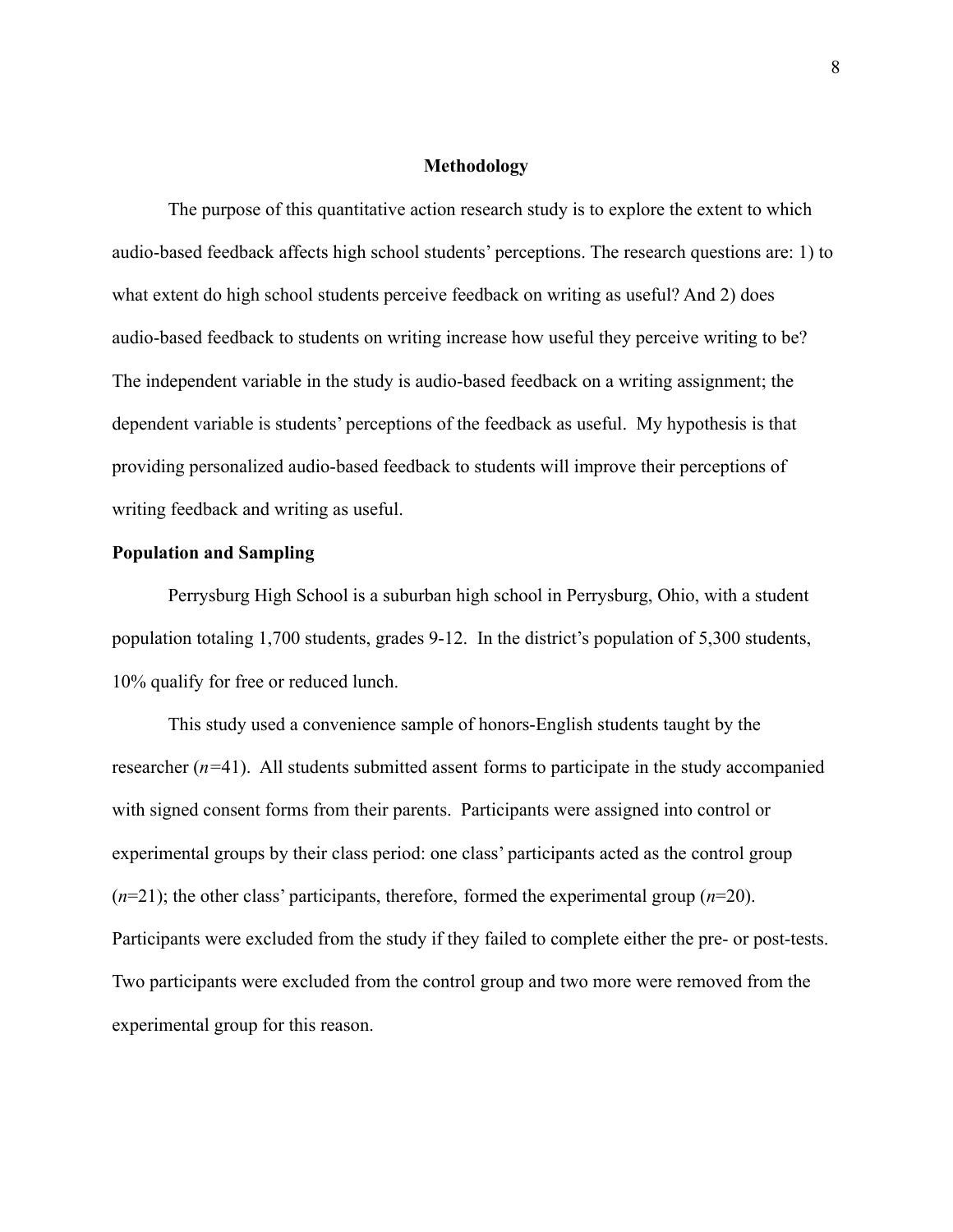## Methodology

The purpose of this quantitative action research study is to explore the extent to which audio-based feedback affects high school students' perceptions. The research questions are: 1) to what extent do high school students perceive feedback on writing as useful? And 2) does audio-based feedback to students on writing increase how useful they perceive writing to be? The independent variable in the study is audio-based feedback on a writing assignment; the dependent variable is students' perceptions of the feedback as useful. My hypothesis is that providing personalized audio-based feedback to students will improve their perceptions of writing feedback and writing as useful.

### Population and Sampling

Perrysburg High School is a suburban high school in Perrysburg, Ohio, with a student population totaling 1,700 students, grades 9-12. In the district's population of 5,300 students, 10% qualify for free or reduced lunch.

This study used a convenience sample of honors-English students taught by the researcher ($n$=41). All students submitted assent forms to participate in the study accompanied with signed consent forms from their parents. Participants were assigned into control or experimental groups by their class period: one class' participants acted as the control group ($n$=21); the other class' participants, therefore, formed the experimental group ($n$=20). Participants were excluded from the study if they failed to complete either the pre- or post-tests. Two participants were excluded from the control group and two more were removed from the experimental group for this reason.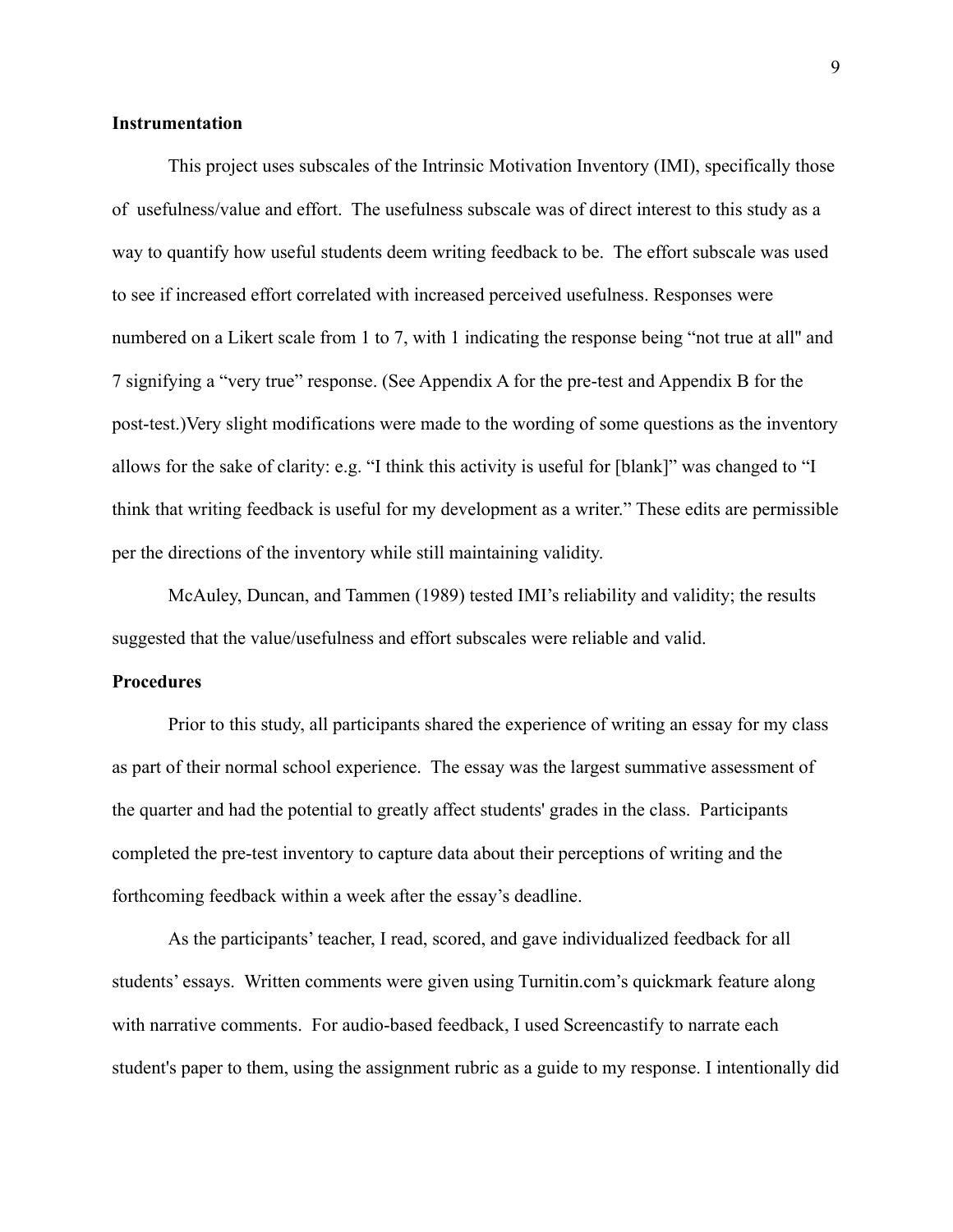**Instrumentation**

This project uses subscales of the Intrinsic Motivation Inventory (IMI), specifically those of usefulness/value and effort. The usefulness subscale was of direct interest to this study as a way to quantify how useful students deem writing feedback to be. The effort subscale was used to see if increased effort correlated with increased perceived usefulness. Responses were numbered on a Likert scale from 1 to 7, with 1 indicating the response being "not true at all" and 7 signifying a "very true" response. (See Appendix A for the pre-test and Appendix B for the post-test.)Very slight modifications were made to the wording of some questions as the inventory allows for the sake of clarity: e.g. "I think this activity is useful for [blank]" was changed to "I think that writing feedback is useful for my development as a writer." These edits are permissible per the directions of the inventory while still maintaining validity.

McAuley, Duncan, and Tammen (1989) tested IMI's reliability and validity; the results suggested that the value/usefulness and effort subscales were reliable and valid.

**Procedures**

Prior to this study, all participants shared the experience of writing an essay for my class as part of their normal school experience. The essay was the largest summative assessment of the quarter and had the potential to greatly affect students' grades in the class. Participants completed the pre-test inventory to capture data about their perceptions of writing and the forthcoming feedback within a week after the essay's deadline.

As the participants' teacher, I read, scored, and gave individualized feedback for all students' essays. Written comments were given using Turnitin.com's quickmark feature along with narrative comments. For audio-based feedback, I used Screencastify to narrate each student's paper to them, using the assignment rubric as a guide to my response. I intentionally did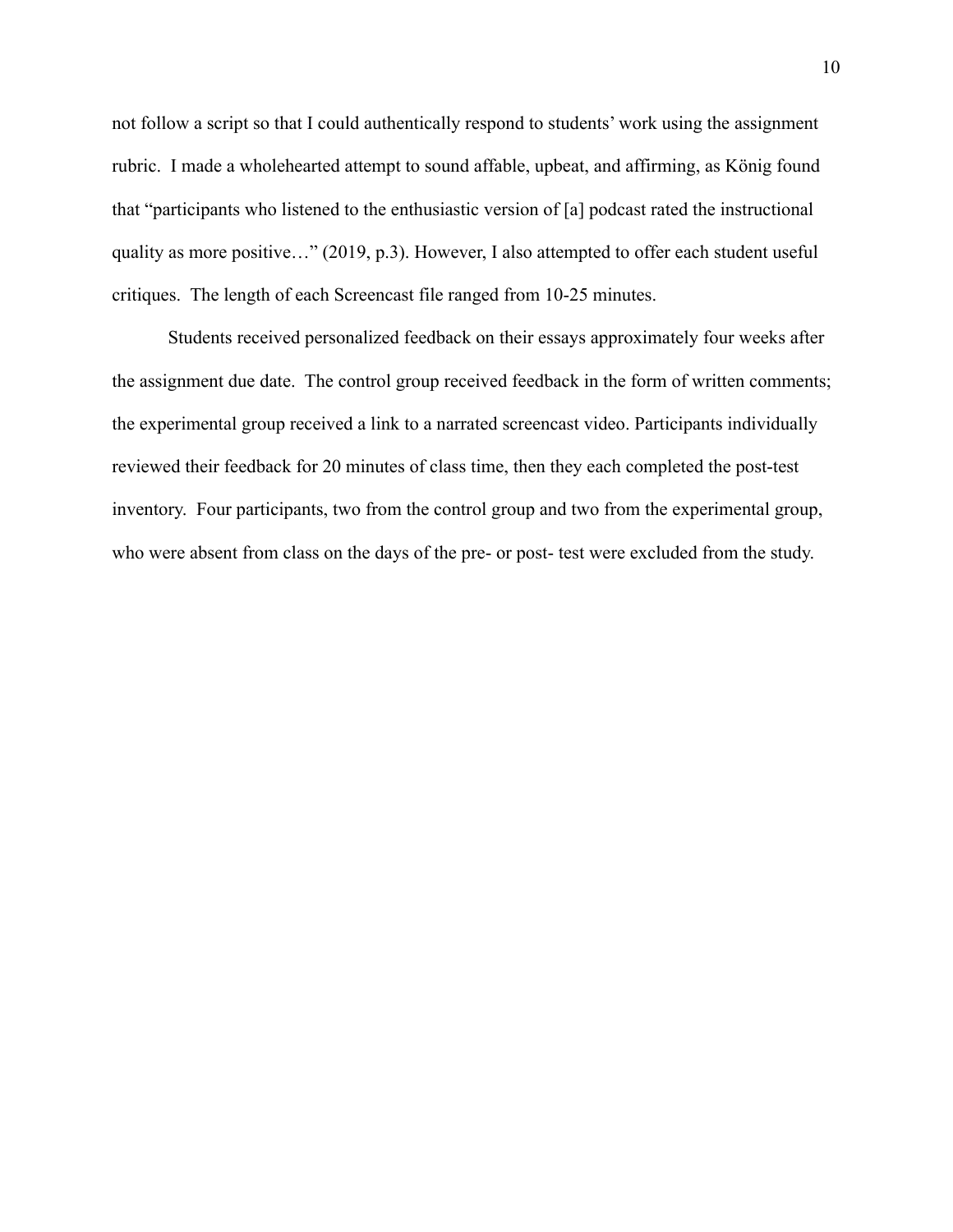not follow a script so that I could authentically respond to students' work using the assignment rubric. I made a wholehearted attempt to sound affable, upbeat, and affirming, as König found that "participants who listened to the enthusiastic version of [a] podcast rated the instructional quality as more positive…" (2019, p.3). However, I also attempted to offer each student useful critiques. The length of each Screencast file ranged from 10-25 minutes.

Students received personalized feedback on their essays approximately four weeks after the assignment due date. The control group received feedback in the form of written comments; the experimental group received a link to a narrated screencast video. Participants individually reviewed their feedback for 20 minutes of class time, then they each completed the post-test inventory. Four participants, two from the control group and two from the experimental group, who were absent from class on the days of the pre- or post- test were excluded from the study.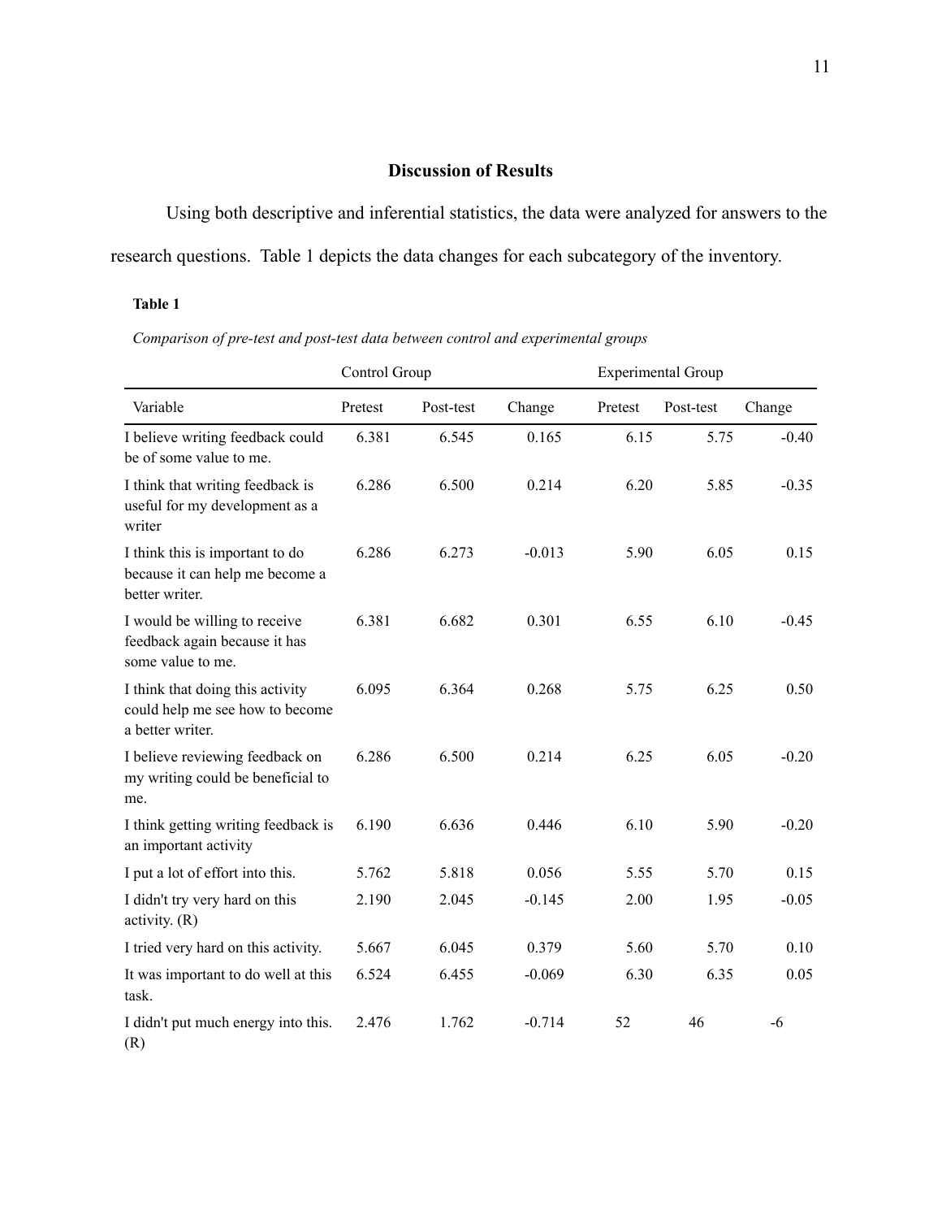## Discussion of Results

Using both descriptive and inferential statistics, the data were analyzed for answers to the research questions. Table 1 depicts the data changes for each subcategory of the inventory.

**Table 1**

*Comparison of pre-test and post-test data between control and experimental groups*

| | Control Group | | | Experimental Group | | |
|---|---|---|---|---|---|---|
| Variable | Pretest | Post-test | Change | Pretest | Post-test | Change |
| I believe writing feedback could be of some value to me. | 6.381 | 6.545 | 0.165 | 6.15 | 5.75 | -0.40 |
| I think that writing feedback is useful for my development as a writer | 6.286 | 6.500 | 0.214 | 6.20 | 5.85 | -0.35 |
| I think this is important to do because it can help me become a better writer. | 6.286 | 6.273 | -0.013 | 5.90 | 6.05 | 0.15 |
| I would be willing to receive feedback again because it has some value to me. | 6.381 | 6.682 | 0.301 | 6.55 | 6.10 | -0.45 |
| I think that doing this activity could help me see how to become a better writer. | 6.095 | 6.364 | 0.268 | 5.75 | 6.25 | 0.50 |
| I believe reviewing feedback on my writing could be beneficial to me. | 6.286 | 6.500 | 0.214 | 6.25 | 6.05 | -0.20 |
| I think getting writing feedback is an important activity | 6.190 | 6.636 | 0.446 | 6.10 | 5.90 | -0.20 |
| I put a lot of effort into this. | 5.762 | 5.818 | 0.056 | 5.55 | 5.70 | 0.15 |
| I didn't try very hard on this activity. (R) | 2.190 | 2.045 | -0.145 | 2.00 | 1.95 | -0.05 |
| I tried very hard on this activity. | 5.667 | 6.045 | 0.379 | 5.60 | 5.70 | 0.10 |
| It was important to do well at this task. | 6.524 | 6.455 | -0.069 | 6.30 | 6.35 | 0.05 |
| I didn't put much energy into this. (R) | 2.476 | 1.762 | -0.714 | 52 | 46 | -6 |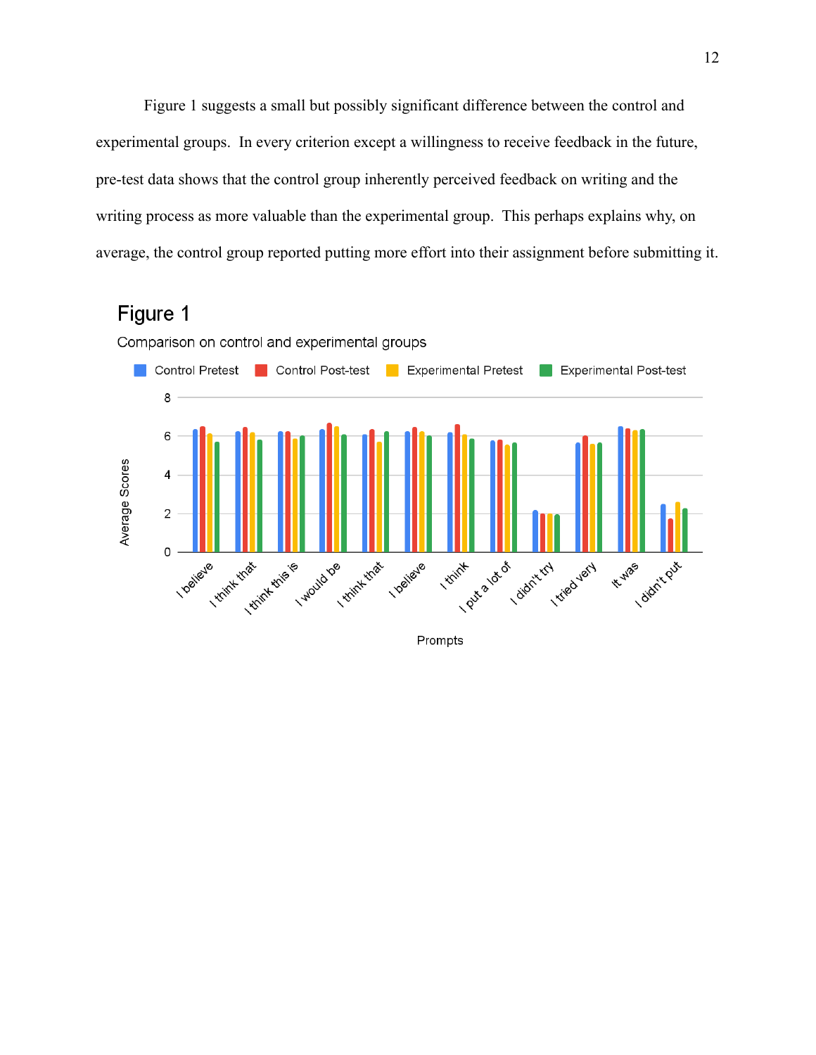Figure 1 suggests a small but possibly significant difference between the control and experimental groups. In every criterion except a willingness to receive feedback in the future, pre-test data shows that the control group inherently perceived feedback on writing and the writing process as more valuable than the experimental group. This perhaps explains why, on average, the control group reported putting more effort into their assignment before submitting it.

**Figure 1**

Comparison on control and experimental groups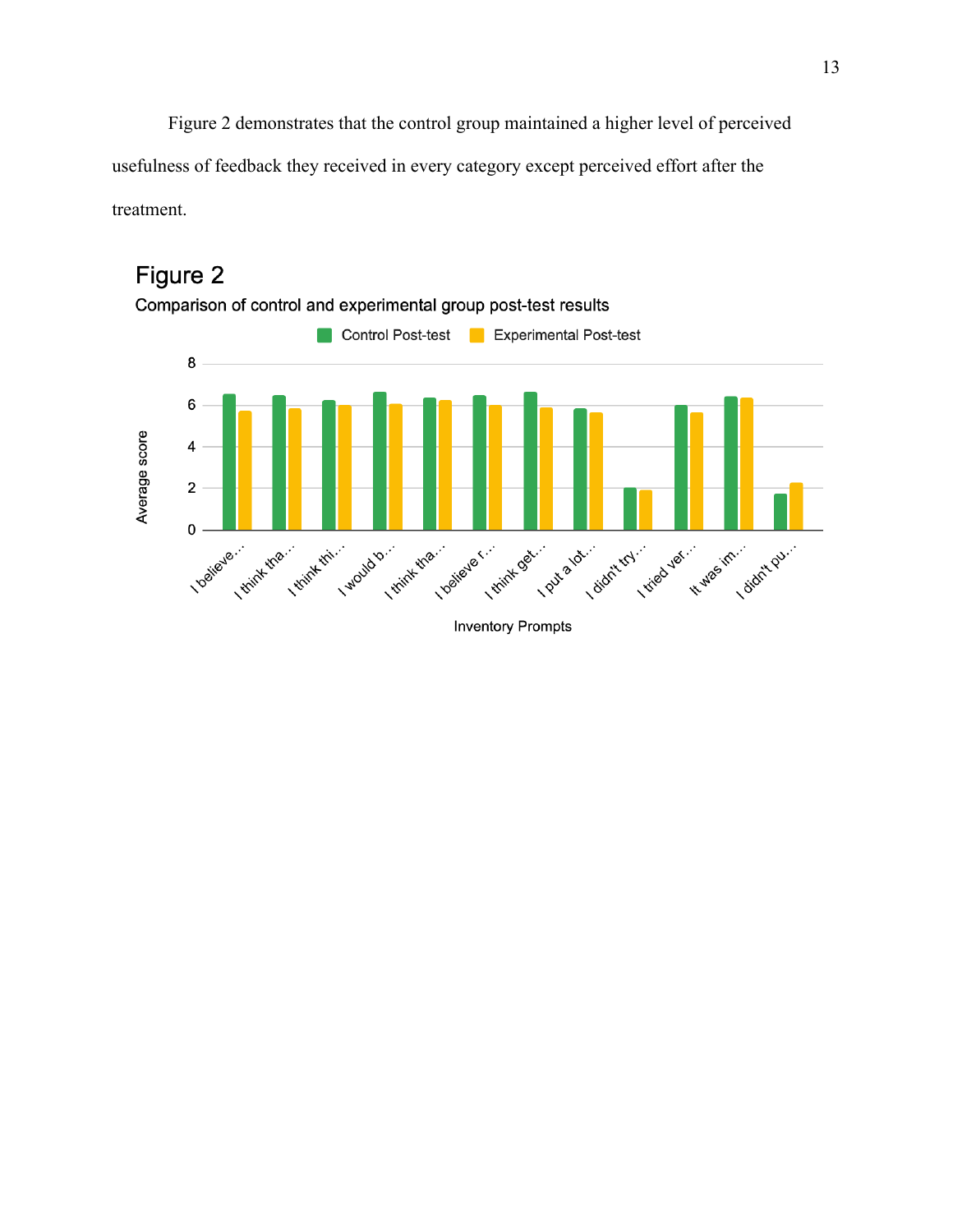Figure 2 demonstrates that the control group maintained a higher level of perceived usefulness of feedback they received in every category except perceived effort after the treatment.

**Figure 2**

Comparison of control and experimental group post-test results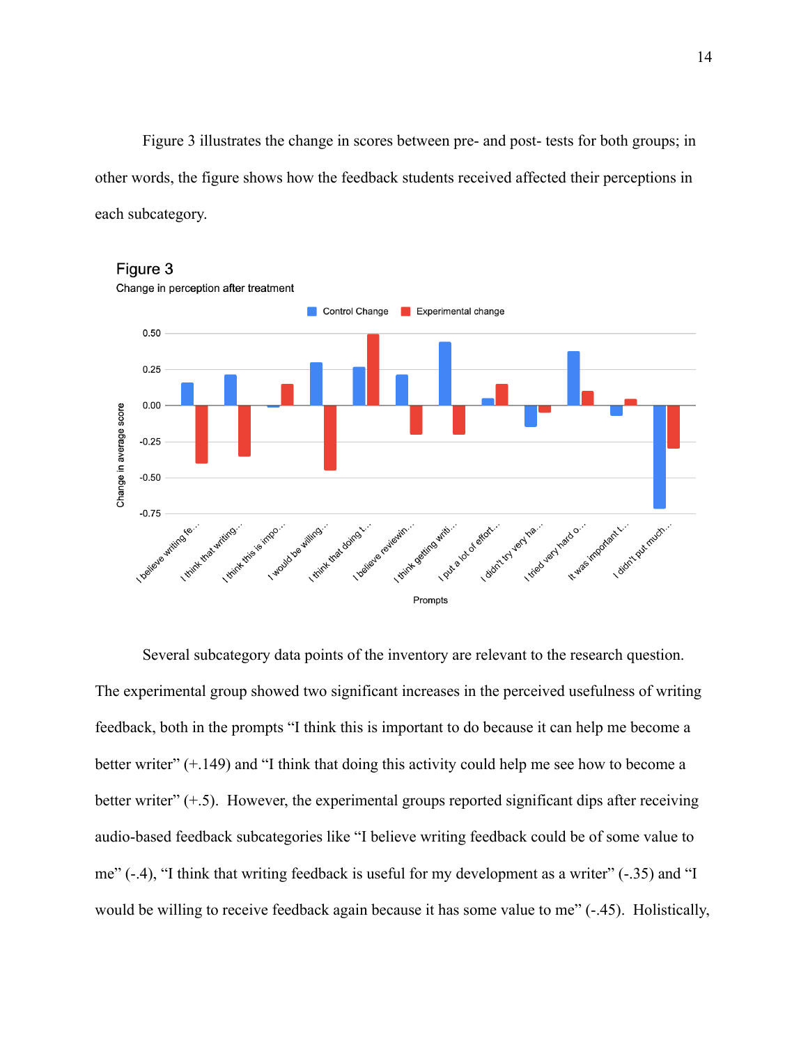Figure 3 illustrates the change in scores between pre- and post- tests for both groups; in other words, the figure shows how the feedback students received affected their perceptions in each subcategory.

Figure 3

Change in perception after treatment

Several subcategory data points of the inventory are relevant to the research question. The experimental group showed two significant increases in the perceived usefulness of writing feedback, both in the prompts “I think this is important to do because it can help me become a better writer” (+.149) and “I think that doing this activity could help me see how to become a better writer” (+.5). However, the experimental groups reported significant dips after receiving audio-based feedback subcategories like “I believe writing feedback could be of some value to me” (-.4), “I think that writing feedback is useful for my development as a writer” (-.35) and “I would be willing to receive feedback again because it has some value to me” (-.45). Holistically,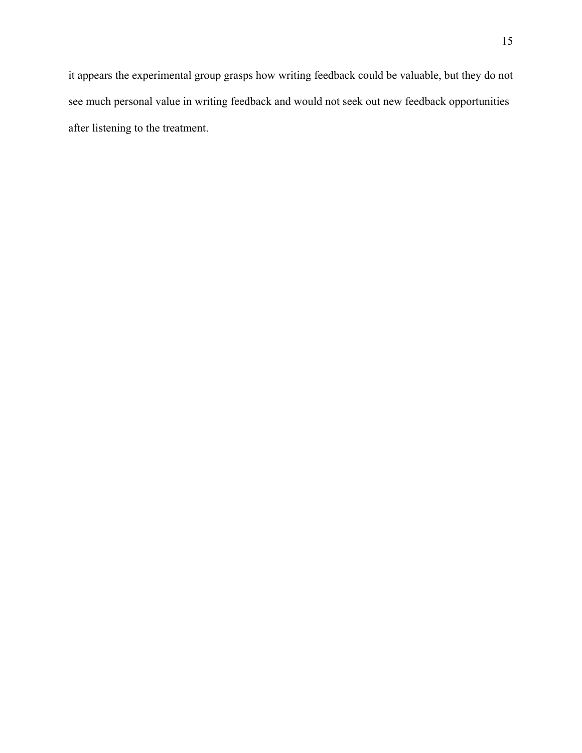it appears the experimental group grasps how writing feedback could be valuable, but they do not see much personal value in writing feedback and would not seek out new feedback opportunities after listening to the treatment.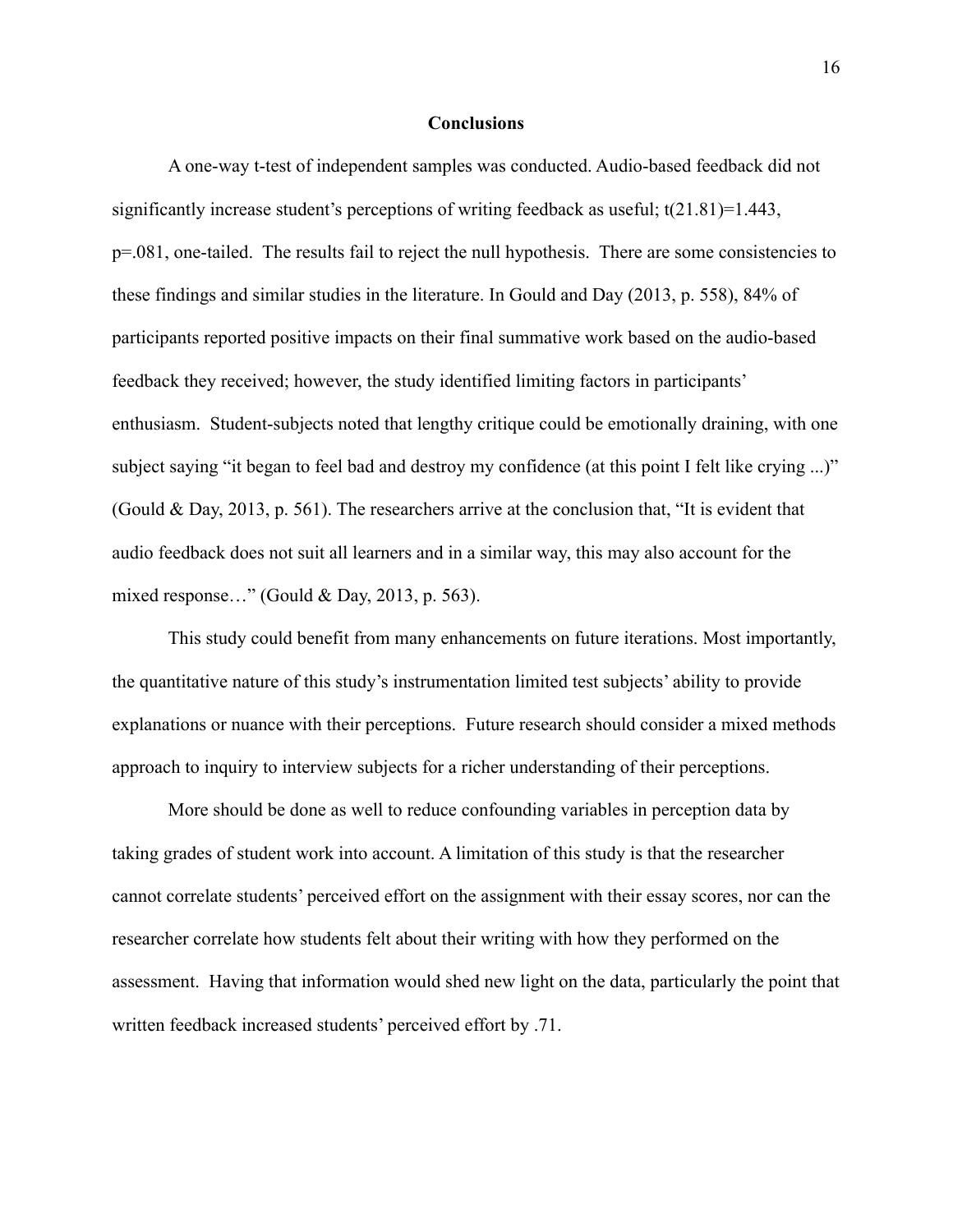## Conclusions

A one-way t-test of independent samples was conducted. Audio-based feedback did not significantly increase student's perceptions of writing feedback as useful; $t(21.81)=1.443$, $p=.081$, one-tailed. The results fail to reject the null hypothesis. There are some consistencies to these findings and similar studies in the literature. In Gould and Day (2013, p. 558), 84% of participants reported positive impacts on their final summative work based on the audio-based feedback they received; however, the study identified limiting factors in participants' enthusiasm. Student-subjects noted that lengthy critique could be emotionally draining, with one subject saying "it began to feel bad and destroy my confidence (at this point I felt like crying ...)" (Gould & Day, 2013, p. 561). The researchers arrive at the conclusion that, "It is evident that audio feedback does not suit all learners and in a similar way, this may also account for the mixed response…" (Gould & Day, 2013, p. 563).

This study could benefit from many enhancements on future iterations. Most importantly, the quantitative nature of this study's instrumentation limited test subjects' ability to provide explanations or nuance with their perceptions. Future research should consider a mixed methods approach to inquiry to interview subjects for a richer understanding of their perceptions.

More should be done as well to reduce confounding variables in perception data by taking grades of student work into account. A limitation of this study is that the researcher cannot correlate students' perceived effort on the assignment with their essay scores, nor can the researcher correlate how students felt about their writing with how they performed on the assessment. Having that information would shed new light on the data, particularly the point that written feedback increased students' perceived effort by .71.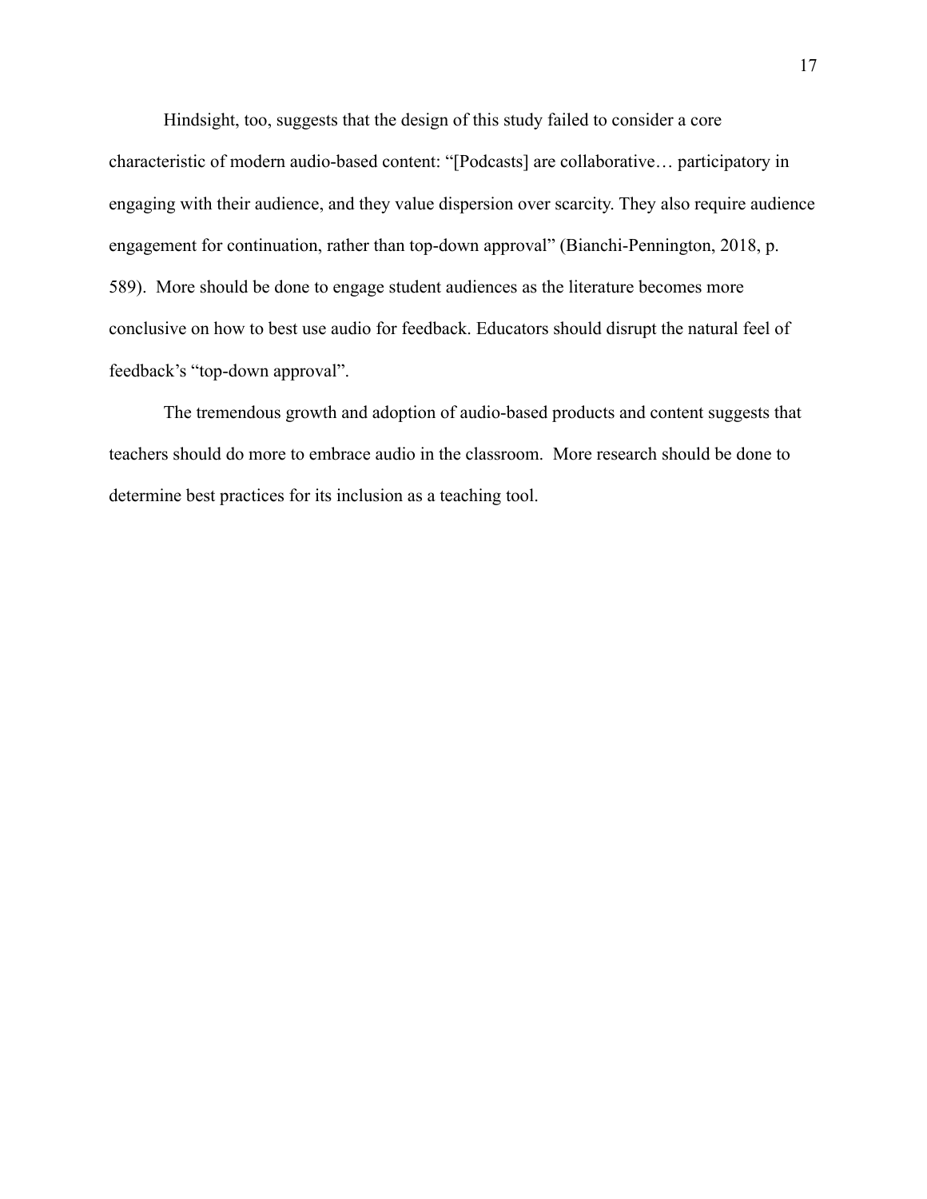Hindsight, too, suggests that the design of this study failed to consider a core characteristic of modern audio-based content: "[Podcasts] are collaborative… participatory in engaging with their audience, and they value dispersion over scarcity. They also require audience engagement for continuation, rather than top-down approval" (Bianchi-Pennington, 2018, p. 589). More should be done to engage student audiences as the literature becomes more conclusive on how to best use audio for feedback. Educators should disrupt the natural feel of feedback's "top-down approval".

The tremendous growth and adoption of audio-based products and content suggests that teachers should do more to embrace audio in the classroom. More research should be done to determine best practices for its inclusion as a teaching tool.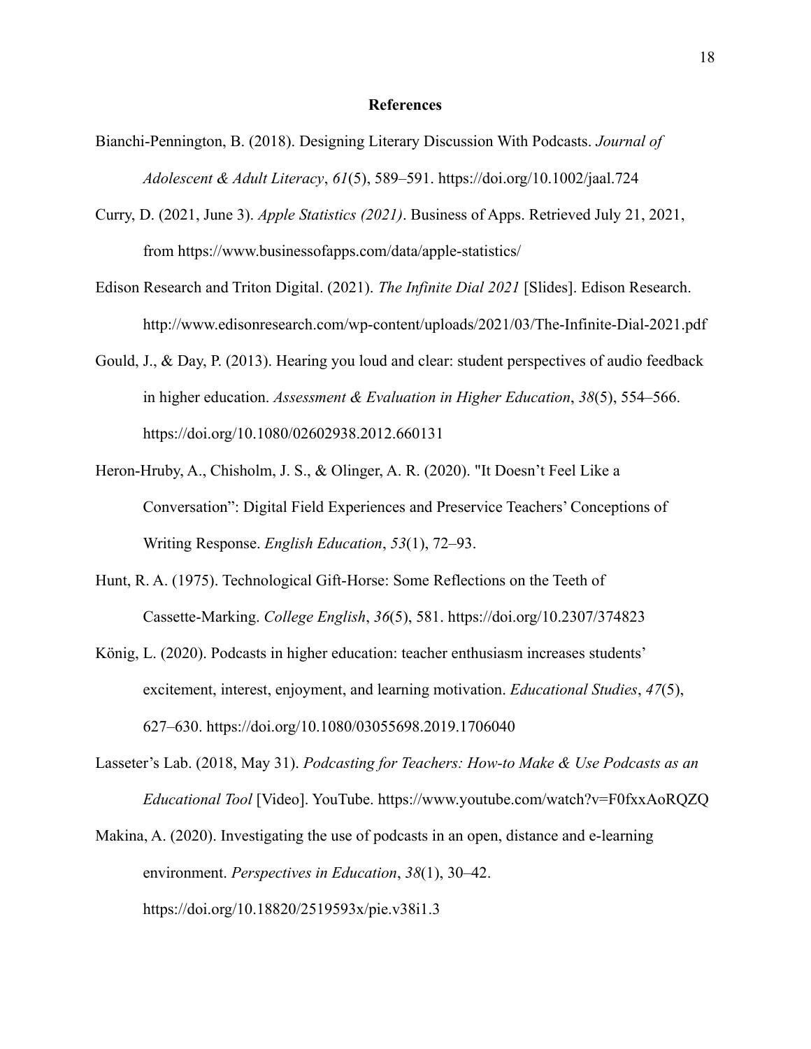## References

Bianchi-Pennington, B. (2018). Designing Literary Discussion With Podcasts. *Journal of Adolescent & Adult Literacy*, *61*(5), 589–591. https://doi.org/10.1002/jaal.724

Curry, D. (2021, June 3). *Apple Statistics (2021)*. Business of Apps. Retrieved July 21, 2021, from https://www.businessofapps.com/data/apple-statistics/

Edison Research and Triton Digital. (2021). *The Infinite Dial 2021* [Slides]. Edison Research. http://www.edisonresearch.com/wp-content/uploads/2021/03/The-Infinite-Dial-2021.pdf

Gould, J., & Day, P. (2013). Hearing you loud and clear: student perspectives of audio feedback in higher education. *Assessment & Evaluation in Higher Education*, *38*(5), 554–566. https://doi.org/10.1080/02602938.2012.660131

Heron-Hruby, A., Chisholm, J. S., & Olinger, A. R. (2020). "It Doesn't Feel Like a Conversation": Digital Field Experiences and Preservice Teachers' Conceptions of Writing Response. *English Education*, *53*(1), 72–93.

Hunt, R. A. (1975). Technological Gift-Horse: Some Reflections on the Teeth of Cassette-Marking. *College English*, *36*(5), 581. https://doi.org/10.2307/374823

König, L. (2020). Podcasts in higher education: teacher enthusiasm increases students' excitement, interest, enjoyment, and learning motivation. *Educational Studies*, *47*(5), 627–630. https://doi.org/10.1080/03055698.2019.1706040

Lasseter's Lab. (2018, May 31). *Podcasting for Teachers: How-to Make & Use Podcasts as an Educational Tool* [Video]. YouTube. https://www.youtube.com/watch?v=F0fxxAoRQZQ

Makina, A. (2020). Investigating the use of podcasts in an open, distance and e-learning environment. *Perspectives in Education*, *38*(1), 30–42. https://doi.org/10.18820/2519593x/pie.v38i1.3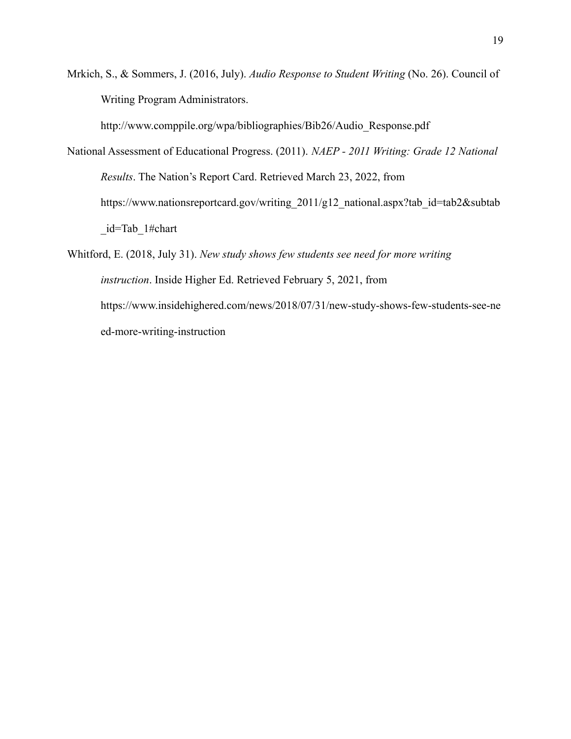Mrkich, S., & Sommers, J. (2016, July). *Audio Response to Student Writing* (No. 26). Council of Writing Program Administrators. http://www.comppile.org/wpa/bibliographies/Bib26/Audio_Response.pdf

National Assessment of Educational Progress. (2011). *NAEP - 2011 Writing: Grade 12 National Results*. The Nation's Report Card. Retrieved March 23, 2022, from https://www.nationsreportcard.gov/writing_2011/g12_national.aspx?tab_id=tab2&subtab_id=Tab_1#chart

Whitford, E. (2018, July 31). *New study shows few students see need for more writing instruction*. Inside Higher Ed. Retrieved February 5, 2021, from https://www.insidehighered.com/news/2018/07/31/new-study-shows-few-students-see-need-more-writing-instruction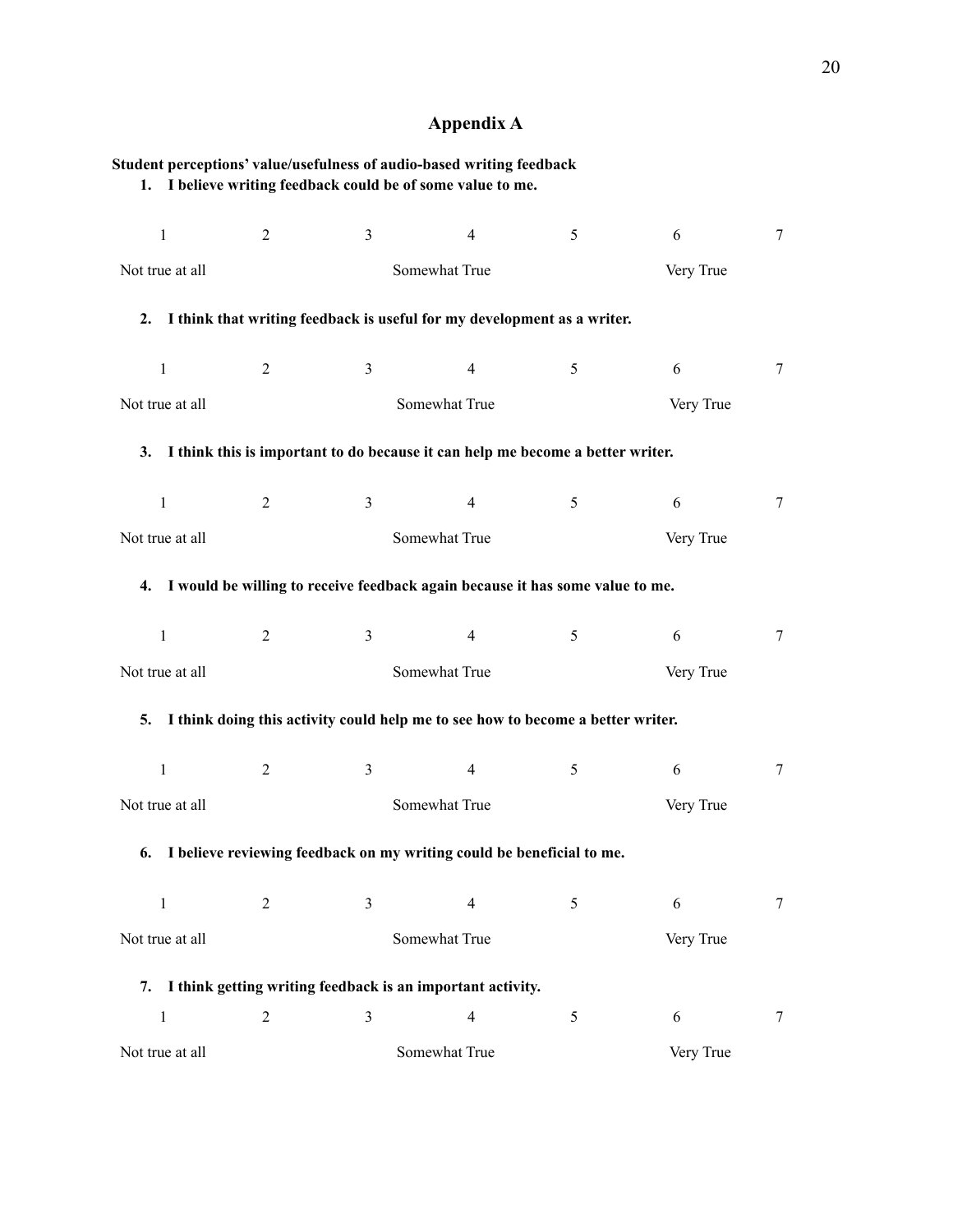# Appendix A

**Student perceptions' value/usefulness of audio-based writing feedback**

**1. I believe writing feedback could be of some value to me.**

| 1 | 2 | 3 | 4 | 5 | 6 | 7 |
|---|---|---|---|---|---|---|
| Not true at all | | | Somewhat True | | Very True | |

**2. I think that writing feedback is useful for my development as a writer.**

| 1 | 2 | 3 | 4 | 5 | 6 | 7 |
|---|---|---|---|---|---|---|
| Not true at all | | | Somewhat True | | Very True | |

**3. I think this is important to do because it can help me become a better writer.**

| 1 | 2 | 3 | 4 | 5 | 6 | 7 |
|---|---|---|---|---|---|---|
| Not true at all | | | Somewhat True | | Very True | |

**4. I would be willing to receive feedback again because it has some value to me.**

| 1 | 2 | 3 | 4 | 5 | 6 | 7 |
|---|---|---|---|---|---|---|
| Not true at all | | | Somewhat True | | Very True | |

**5. I think doing this activity could help me to see how to become a better writer.**

| 1 | 2 | 3 | 4 | 5 | 6 | 7 |
|---|---|---|---|---|---|---|
| Not true at all | | | Somewhat True | | Very True | |

**6. I believe reviewing feedback on my writing could be beneficial to me.**

| 1 | 2 | 3 | 4 | 5 | 6 | 7 |
|---|---|---|---|---|---|---|
| Not true at all | | | Somewhat True | | Very True | |

**7. I think getting writing feedback is an important activity.**

| 1 | 2 | 3 | 4 | 5 | 6 | 7 |
|---|---|---|---|---|---|---|
| Not true at all | | | Somewhat True | | Very True | |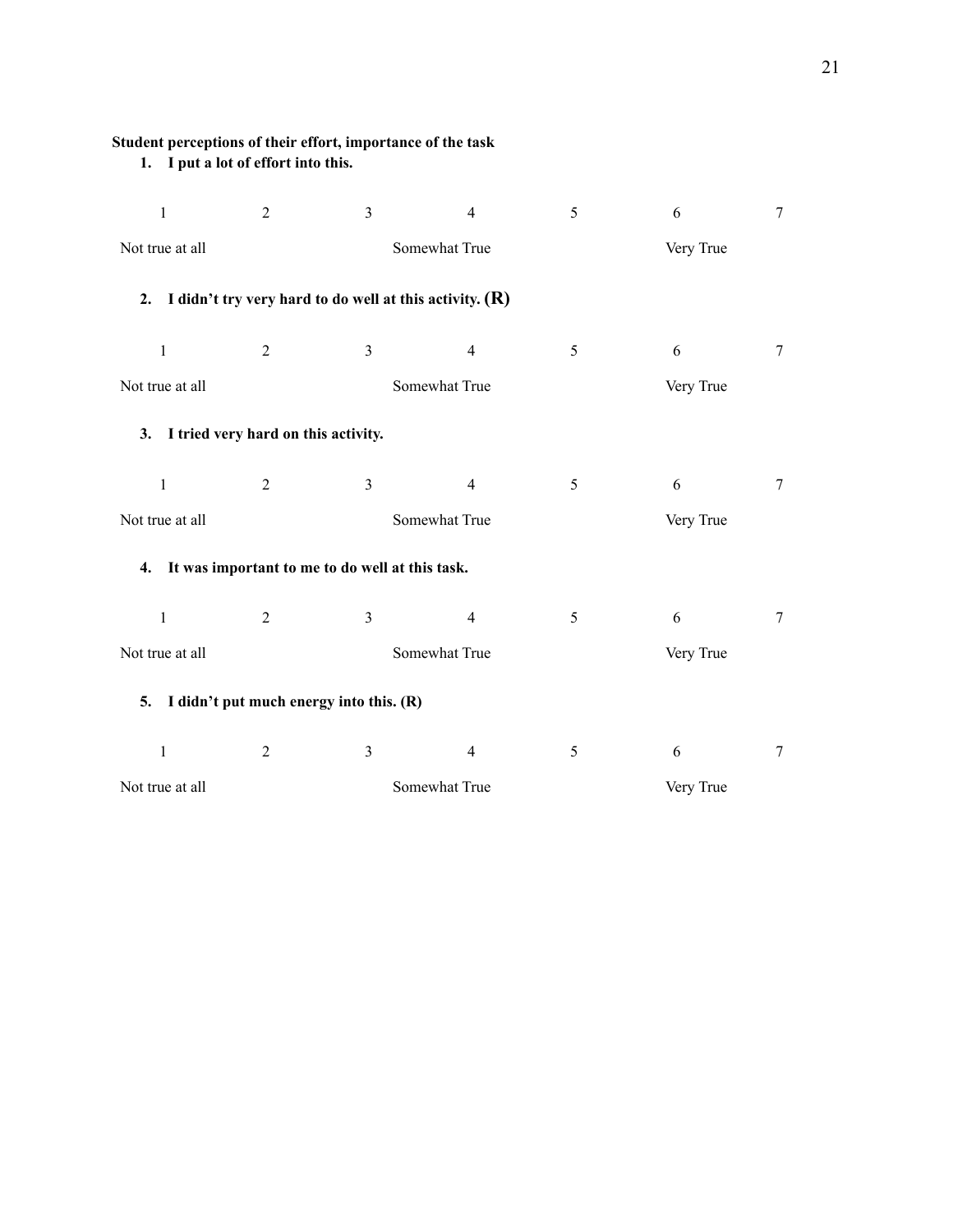**Student perceptions of their effort, importance of the task**

1. **I put a lot of effort into this.**

| 1 | 2 | 3 | 4 | 5 | 6 | 7 |
|---|---|---|---|---|---|---|
| Not true at all | | | Somewhat True | | Very True | |

2. **I didn't try very hard to do well at this activity. (R)**

| 1 | 2 | 3 | 4 | 5 | 6 | 7 |
|---|---|---|---|---|---|---|
| Not true at all | | | Somewhat True | | Very True | |

3. **I tried very hard on this activity.**

| 1 | 2 | 3 | 4 | 5 | 6 | 7 |
|---|---|---|---|---|---|---|
| Not true at all | | | Somewhat True | | Very True | |

4. **It was important to me to do well at this task.**

| 1 | 2 | 3 | 4 | 5 | 6 | 7 |
|---|---|---|---|---|---|---|
| Not true at all | | | Somewhat True | | Very True | |

5. **I didn't put much energy into this. (R)**

| 1 | 2 | 3 | 4 | 5 | 6 | 7 |
|---|---|---|---|---|---|---|
| Not true at all | | | Somewhat True | | Very True | |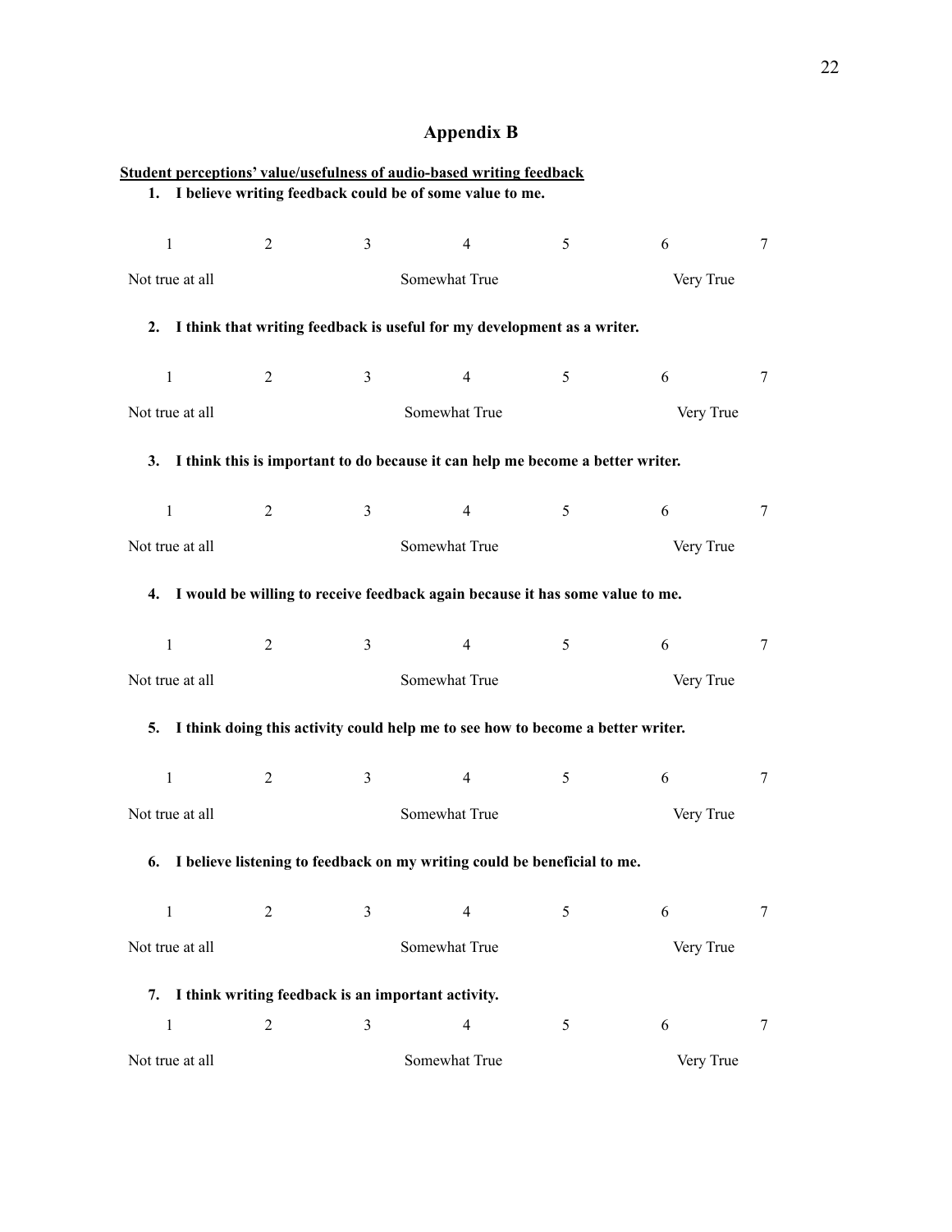# Appendix B

**<u>Student perceptions' value/usefulness of audio-based writing feedback</u>**

1. **I believe writing feedback could be of some value to me.**

| 1 | 2 | 3 | 4 | 5 | 6 | 7 |
|---|---|---|---|---|---|---|
| Not true at all | | | Somewhat True | | | Very True |

2. **I think that writing feedback is useful for my development as a writer.**

| 1 | 2 | 3 | 4 | 5 | 6 | 7 |
|---|---|---|---|---|---|---|
| Not true at all | | | Somewhat True | | | Very True |

3. **I think this is important to do because it can help me become a better writer.**

| 1 | 2 | 3 | 4 | 5 | 6 | 7 |
|---|---|---|---|---|---|---|
| Not true at all | | | Somewhat True | | | Very True |

4. **I would be willing to receive feedback again because it has some value to me.**

| 1 | 2 | 3 | 4 | 5 | 6 | 7 |
|---|---|---|---|---|---|---|
| Not true at all | | | Somewhat True | | | Very True |

5. **I think doing this activity could help me to see how to become a better writer.**

| 1 | 2 | 3 | 4 | 5 | 6 | 7 |
|---|---|---|---|---|---|---|
| Not true at all | | | Somewhat True | | | Very True |

6. **I believe listening to feedback on my writing could be beneficial to me.**

| 1 | 2 | 3 | 4 | 5 | 6 | 7 |
|---|---|---|---|---|---|---|
| Not true at all | | | Somewhat True | | | Very True |

7. **I think writing feedback is an important activity.**

| 1 | 2 | 3 | 4 | 5 | 6 | 7 |
|---|---|---|---|---|---|---|
| Not true at all | | | Somewhat True | | | Very True |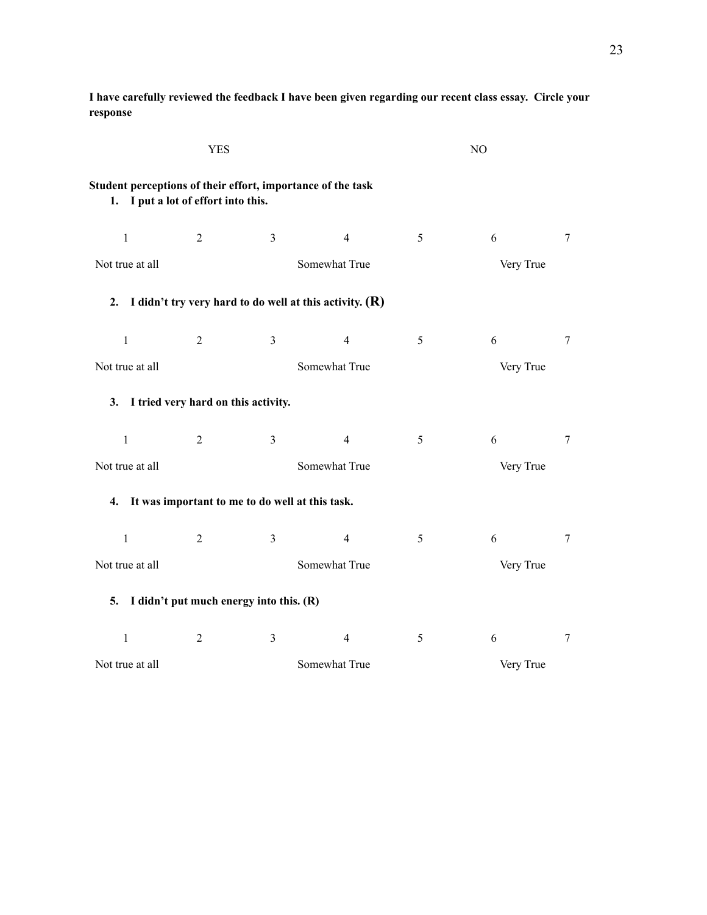**I have carefully reviewed the feedback I have been given regarding our recent class essay. Circle your response**

YES NO

**Student perceptions of their effort, importance of the task**

1. **I put a lot of effort into this.**

| 1 | 2 | 3 | 4 | 5 | 6 | 7 |
|---|---|---|---|---|---|---|
| Not true at all | | | Somewhat True | | Very True | |

2. **I didn't try very hard to do well at this activity. (R)**

| 1 | 2 | 3 | 4 | 5 | 6 | 7 |
|---|---|---|---|---|---|---|
| Not true at all | | | Somewhat True | | Very True | |

3. **I tried very hard on this activity.**

| 1 | 2 | 3 | 4 | 5 | 6 | 7 |
|---|---|---|---|---|---|---|
| Not true at all | | | Somewhat True | | Very True | |

4. **It was important to me to do well at this task.**

| 1 | 2 | 3 | 4 | 5 | 6 | 7 |
|---|---|---|---|---|---|---|
| Not true at all | | | Somewhat True | | Very True | |

5. **I didn't put much energy into this. (R)**

| 1 | 2 | 3 | 4 | 5 | 6 | 7 |
|---|---|---|---|---|---|---|
| Not true at all | | | Somewhat True | | Very True | |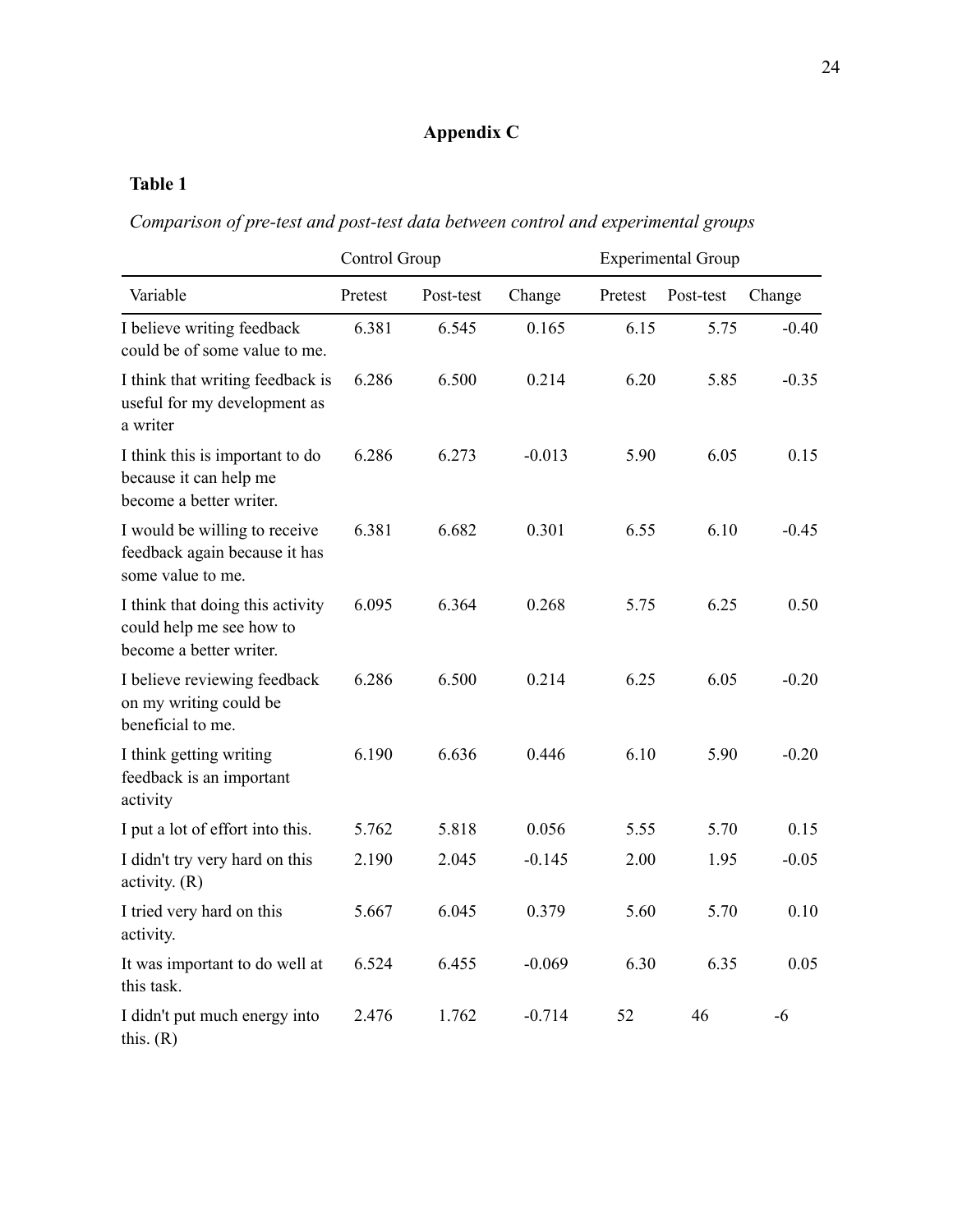# Appendix C

**Table 1**

*Comparison of pre-test and post-test data between control and experimental groups*

| | Control Group | | | Experimental Group | | |
|---|---|---|---|---|---|---|
| Variable | Pretest | Post-test | Change | Pretest | Post-test | Change |
| I believe writing feedback could be of some value to me. | 6.381 | 6.545 | 0.165 | 6.15 | 5.75 | -0.40 |
| I think that writing feedback is useful for my development as a writer | 6.286 | 6.500 | 0.214 | 6.20 | 5.85 | -0.35 |
| I think this is important to do because it can help me become a better writer. | 6.286 | 6.273 | -0.013 | 5.90 | 6.05 | 0.15 |
| I would be willing to receive feedback again because it has some value to me. | 6.381 | 6.682 | 0.301 | 6.55 | 6.10 | -0.45 |
| I think that doing this activity could help me see how to become a better writer. | 6.095 | 6.364 | 0.268 | 5.75 | 6.25 | 0.50 |
| I believe reviewing feedback on my writing could be beneficial to me. | 6.286 | 6.500 | 0.214 | 6.25 | 6.05 | -0.20 |
| I think getting writing feedback is an important activity | 6.190 | 6.636 | 0.446 | 6.10 | 5.90 | -0.20 |
| I put a lot of effort into this. | 5.762 | 5.818 | 0.056 | 5.55 | 5.70 | 0.15 |
| I didn't try very hard on this activity. (R) | 2.190 | 2.045 | -0.145 | 2.00 | 1.95 | -0.05 |
| I tried very hard on this activity. | 5.667 | 6.045 | 0.379 | 5.60 | 5.70 | 0.10 |
| It was important to do well at this task. | 6.524 | 6.455 | -0.069 | 6.30 | 6.35 | 0.05 |
| I didn't put much energy into this. (R) | 2.476 | 1.762 | -0.714 | 52 | 46 | -6 |